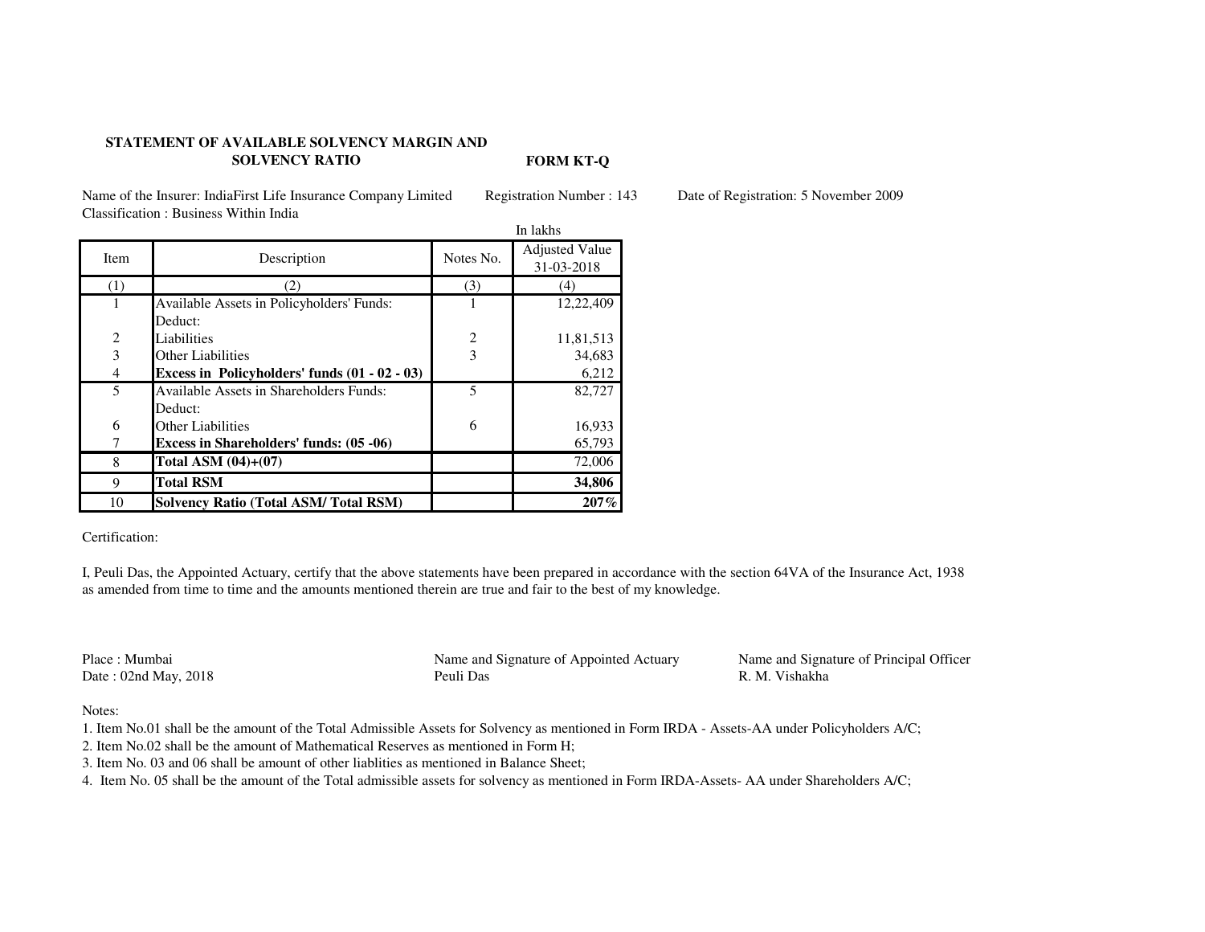## STATEMENT OF AVAILABLE SOLVENCY MARGIN AND SOLVENCY RATIO

**FORM KT-Q**

Name of the Insurer: IndiaFirst Life Insurance Company Limited    Registration Number : 143    Date of Registration: 5 November 2009

Classification : Business Within India

In lakhs

| Item | Description | Notes No. | Adjusted Value 31-03-2018 |
|---|---|---|---|
| (1) | (2) | (3) | (4) |
| 1 | Available Assets in Policyholders' Funds: | 1 | 12,22,409 |
| | Deduct: | | |
| 2 | Liabilities | 2 | 11,81,513 |
| 3 | Other Liabilities | 3 | 34,683 |
| 4 | **Excess in Policyholders' funds (01 - 02 - 03)** | | 6,212 |
| 5 | Available Assets in Shareholders Funds: | 5 | 82,727 |
| | Deduct: | | |
| 6 | Other Liabilities | 6 | 16,933 |
| 7 | **Excess in Shareholders' funds: (05 -06)** | | 65,793 |
| 8 | **Total ASM (04)+(07)** | | 72,006 |
| 9 | **Total RSM** | | **34,806** |
| 10 | **Solvency Ratio (Total ASM/ Total RSM)** | | **207%** |

Certification:

I, Peuli Das, the Appointed Actuary, certify that the above statements have been prepared in accordance with the section 64VA of the Insurance Act, 1938 as amended from time to time and the amounts mentioned therein are true and fair to the best of my knowledge.

Place : Mumbai
Date : 02nd May, 2018

Name and Signature of Appointed Actuary
Peuli Das

Name and Signature of Principal Officer
R. M. Vishakha

Notes:

1. Item No.01 shall be the amount of the Total Admissible Assets for Solvency as mentioned in Form IRDA - Assets-AA under Policyholders A/C;
2. Item No.02 shall be the amount of Mathematical Reserves as mentioned in Form H;
3. Item No. 03 and 06 shall be amount of other liablities as mentioned in Balance Sheet;
4. Item No. 05 shall be the amount of the Total admissible assets for solvency as mentioned in Form IRDA-Assets- AA under Shareholders A/C;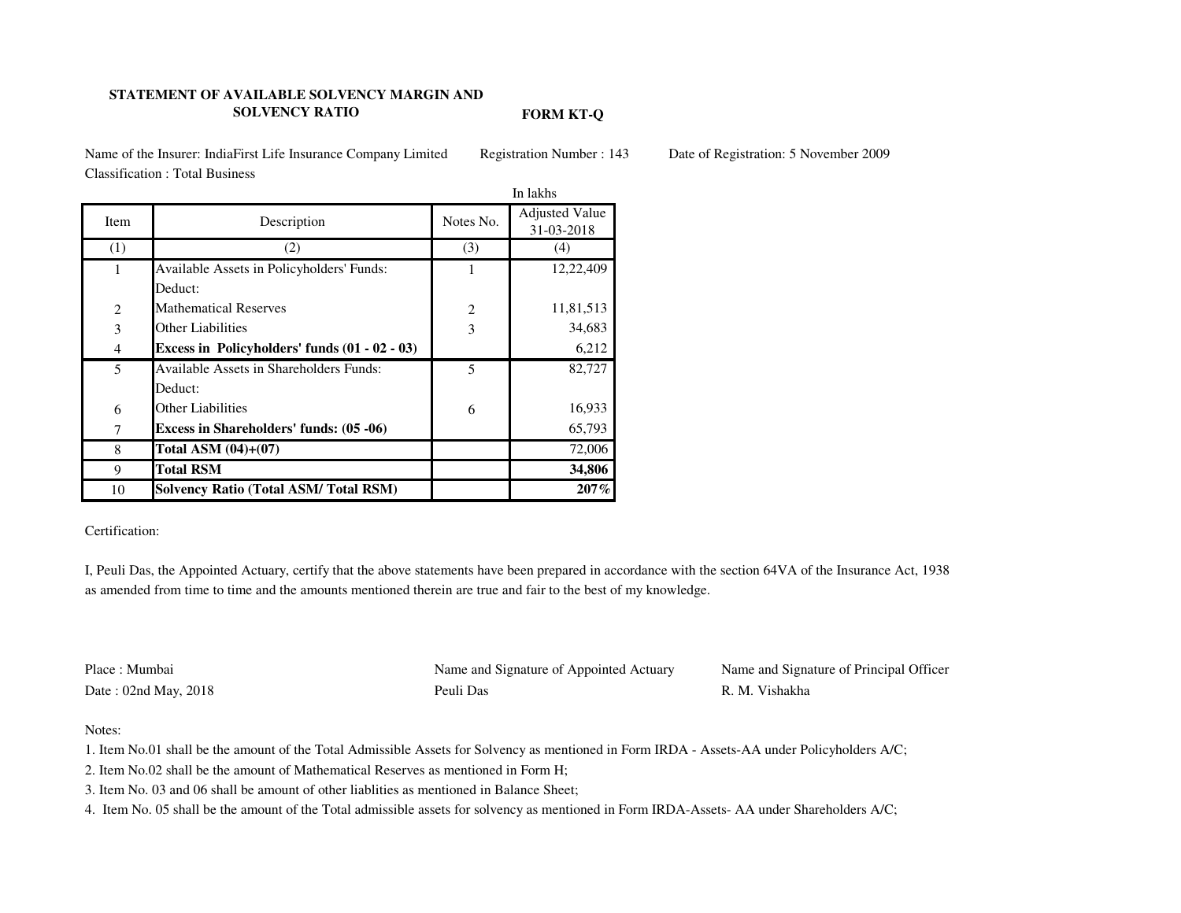**STATEMENT OF AVAILABLE SOLVENCY MARGIN AND SOLVENCY RATIO**

**FORM KT-Q**

Name of the Insurer: IndiaFirst Life Insurance Company Limited   Registration Number : 143   Date of Registration: 5 November 2009

Classification : Total Business

In lakhs

| Item | Description | Notes No. | Adjusted Value 31-03-2018 |
|---|---|---|---|
| (1) | (2) | (3) | (4) |
| 1 | Available Assets in Policyholders' Funds: | 1 | 12,22,409 |
| | Deduct: | | |
| 2 | Mathematical Reserves | 2 | 11,81,513 |
| 3 | Other Liabilities | 3 | 34,683 |
| 4 | **Excess in Policyholders' funds (01 - 02 - 03)** | | 6,212 |
| 5 | Available Assets in Shareholders Funds: | 5 | 82,727 |
| | Deduct: | | |
| 6 | Other Liabilities | 6 | 16,933 |
| 7 | **Excess in Shareholders' funds: (05 -06)** | | 65,793 |
| 8 | **Total ASM (04)+(07)** | | 72,006 |
| 9 | **Total RSM** | | **34,806** |
| 10 | **Solvency Ratio (Total ASM/ Total RSM)** | | **207%** |

Certification:

I, Peuli Das, the Appointed Actuary, certify that the above statements have been prepared in accordance with the section 64VA of the Insurance Act, 1938 as amended from time to time and the amounts mentioned therein are true and fair to the best of my knowledge.

Place : Mumbai

Date : 02nd May, 2018

Name and Signature of Appointed Actuary

Peuli Das

Name and Signature of Principal Officer

R. M. Vishakha

Notes:

1. Item No.01 shall be the amount of the Total Admissible Assets for Solvency as mentioned in Form IRDA - Assets-AA under Policyholders A/C;
2. Item No.02 shall be the amount of Mathematical Reserves as mentioned in Form H;
3. Item No. 03 and 06 shall be amount of other liablities as mentioned in Balance Sheet;
4. Item No. 05 shall be the amount of the Total admissible assets for solvency as mentioned in Form IRDA-Assets- AA under Shareholders A/C;